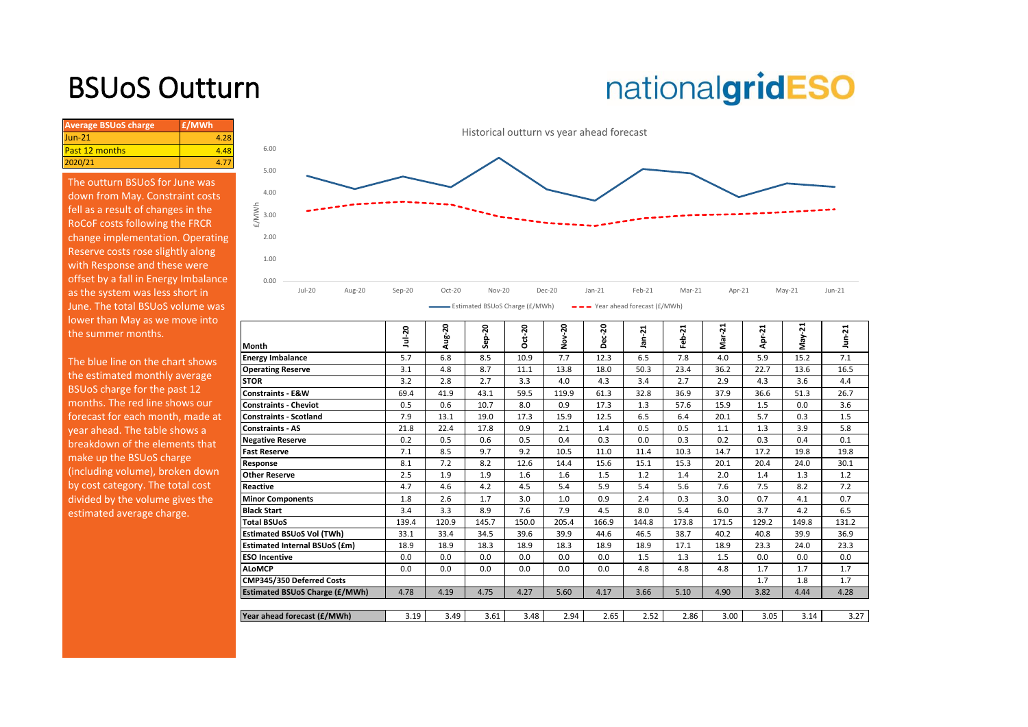# BSUoS Outturn

nationalgridESO

| Average BSUoS charge | £/MWh |
|---|---|
| Jun-21 | 4.28 |
| Past 12 months | 4.48 |
| 2020/21 | 4.77 |

The outturn BSUoS for June was down from May. Constraint costs fell as a result of changes in the RoCoF costs following the FRCR change implementation. Operating Reserve costs rose slightly along with Response and these were offset by a fall in Energy Imbalance as the system was less short in June. The total BSUoS volume was lower than May as we move into the summer months.

The blue line on the chart shows the estimated monthly average BSUoS charge for the past 12 months. The red line shows our forecast for each month, made at year ahead. The table shows a breakdown of the elements that make up the BSUoS charge (including volume), broken down by cost category. The total cost divided by the volume gives the estimated average charge.

Historical outturn vs year ahead forecast

| Month | Jul-20 | Aug-20 | Sep-20 | Oct-20 | Nov-20 | Dec-20 | Jan-21 | Feb-21 | Mar-21 | Apr-21 | May-21 | Jun-21 |
|---|---|---|---|---|---|---|---|---|---|---|---|---|
| **Energy Imbalance** | 5.7 | 6.8 | 8.5 | 10.9 | 7.7 | 12.3 | 6.5 | 7.8 | 4.0 | 5.9 | 15.2 | 7.1 |
| **Operating Reserve** | 3.1 | 4.8 | 8.7 | 11.1 | 13.8 | 18.0 | 50.3 | 23.4 | 36.2 | 22.7 | 13.6 | 16.5 |
| **STOR** | 3.2 | 2.8 | 2.7 | 3.3 | 4.0 | 4.3 | 3.4 | 2.7 | 2.9 | 4.3 | 3.6 | 4.4 |
| **Constraints - E&W** | 69.4 | 41.9 | 43.1 | 59.5 | 119.9 | 61.3 | 32.8 | 36.9 | 37.9 | 36.6 | 51.3 | 26.7 |
| **Constraints - Cheviot** | 0.5 | 0.6 | 10.7 | 8.0 | 0.9 | 17.3 | 1.3 | 57.6 | 15.9 | 1.5 | 0.0 | 3.6 |
| **Constraints - Scotland** | 7.9 | 13.1 | 19.0 | 17.3 | 15.9 | 12.5 | 6.5 | 6.4 | 20.1 | 5.7 | 0.3 | 1.5 |
| **Constraints - AS** | 21.8 | 22.4 | 17.8 | 0.9 | 2.1 | 1.4 | 0.5 | 0.5 | 1.1 | 1.3 | 3.9 | 5.8 |
| **Negative Reserve** | 0.2 | 0.5 | 0.6 | 0.5 | 0.4 | 0.3 | 0.0 | 0.3 | 0.2 | 0.3 | 0.4 | 0.1 |
| **Fast Reserve** | 7.1 | 8.5 | 9.7 | 9.2 | 10.5 | 11.0 | 11.4 | 10.3 | 14.7 | 17.2 | 19.8 | 19.8 |
| **Response** | 8.1 | 7.2 | 8.2 | 12.6 | 14.4 | 15.6 | 15.1 | 15.3 | 20.1 | 20.4 | 24.0 | 30.1 |
| **Other Reserve** | 2.5 | 1.9 | 1.9 | 1.6 | 1.6 | 1.5 | 1.2 | 1.4 | 2.0 | 1.4 | 1.3 | 1.2 |
| **Reactive** | 4.7 | 4.6 | 4.2 | 4.5 | 5.4 | 5.9 | 5.4 | 5.6 | 7.6 | 7.5 | 8.2 | 7.2 |
| **Minor Components** | 1.8 | 2.6 | 1.7 | 3.0 | 1.0 | 0.9 | 2.4 | 0.3 | 3.0 | 0.7 | 4.1 | 0.7 |
| **Black Start** | 3.4 | 3.3 | 8.9 | 7.6 | 7.9 | 4.5 | 8.0 | 5.4 | 6.0 | 3.7 | 4.2 | 6.5 |
| **Total BSUoS** | 139.4 | 120.9 | 145.7 | 150.0 | 205.4 | 166.9 | 144.8 | 173.8 | 171.5 | 129.2 | 149.8 | 131.2 |
| **Estimated BSUoS Vol (TWh)** | 33.1 | 33.4 | 34.5 | 39.6 | 39.9 | 44.6 | 46.5 | 38.7 | 40.2 | 40.8 | 39.9 | 36.9 |
| **Estimated Internal BSUoS (£m)** | 18.9 | 18.9 | 18.3 | 18.9 | 18.3 | 18.9 | 18.9 | 17.1 | 18.9 | 23.3 | 24.0 | 23.3 |
| **ESO Incentive** | 0.0 | 0.0 | 0.0 | 0.0 | 0.0 | 0.0 | 1.5 | 1.3 | 1.5 | 0.0 | 0.0 | 0.0 |
| **ALoMCP** | 0.0 | 0.0 | 0.0 | 0.0 | 0.0 | 0.0 | 4.8 | 4.8 | 4.8 | 1.7 | 1.7 | 1.7 |
| **CMP345/350 Deferred Costs** | | | | | | | | | | 1.7 | 1.8 | 1.7 |
| **Estimated BSUoS Charge (£/MWh)** | 4.78 | 4.19 | 4.75 | 4.27 | 5.60 | 4.17 | 3.66 | 5.10 | 4.90 | 3.82 | 4.44 | 4.28 |
| **Year ahead forecast (£/MWh)** | 3.19 | 3.49 | 3.61 | 3.48 | 2.94 | 2.65 | 2.52 | 2.86 | 3.00 | 3.05 | 3.14 | 3.27 |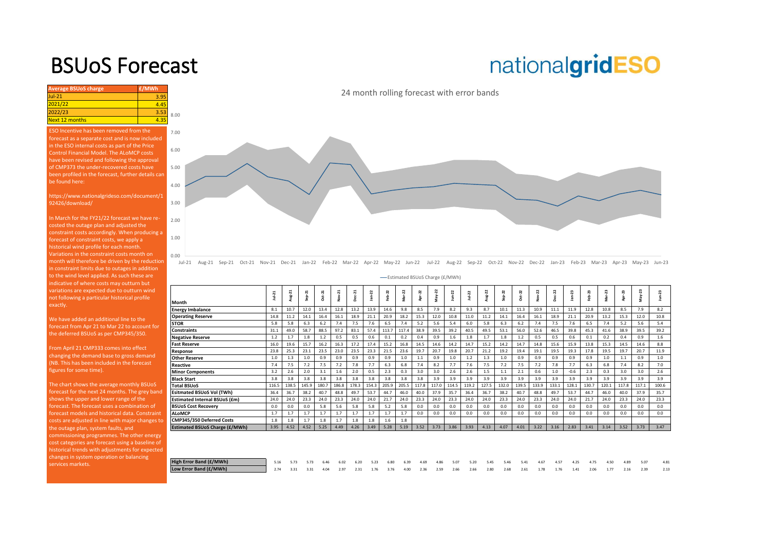# BSUoS Forecast

nationalgridESO

| Average BSUoS charge | £/MWh |
|---|---|
| Jul-21 | 3.95 |
| 2021/22 | 4.45 |
| 2022/23 | 3.53 |
| Next 12 months | 4.35 |

ESO Incentive has been removed from the forecast as a separate cost and is now included in the ESO internal costs as part of the Price Control Financial Model. The ALoMCP costs have been revised and following the approval of CMP373 the under-recovered costs have been profiled in the forecast, further details can be found here:

https://www.nationalgrideso.com/document/192426/download/

In March for the FY21/22 forecast we have re-costed the outage plan and adjusted the constraint costs accordingly. When producing a forecast of constraint costs, we apply a historical wind profile for each month. Variations in the constraint costs month on month will therefore be driven by the reduction in constraint limits due to outages in addition to the wind level applied. As such these are indicative of where costs may outturn but variations are expected due to outturn wind not following a particular historical profile exactly.

We have added an additional line to the forecast from Apr 21 to Mar 22 to account for the deferred BSUoS as per CMP345/350.

From April 21 CMP333 comes into effect changing the demand base to gross demand (NB. This has been included in the forecast figures for some time).

The chart shows the average monthly BSUoS forecast for the next 24 months. The grey band shows the upper and lower range of the forecast. The forecast uses a combination of forecast models and historical data. Constraint costs are adjusted in line with major changes to the outage plan, system faults, and commissioning programmes. The other energy cost categories are forecast using a baseline of historical trends with adjustments for expected changes in system operation or balancing services markets.

24 month rolling forecast with error bands

—Estimated BSUoS Charge (£/MWh)

| Month | Jul-21 | Aug-21 | Sep-21 | Oct-21 | Nov-21 | Dec-21 | Jan-22 | Feb-22 | Mar-22 | Apr-22 | May-22 | Jun-22 | Jul-22 | Aug-22 | Sep-22 | Oct-22 | Nov-22 | Dec-22 | Jan-23 | Feb-23 | Mar-23 | Apr-23 | May-23 | Jun-23 |
|---|---|---|---|---|---|---|---|---|---|---|---|---|---|---|---|---|---|---|---|---|---|---|---|---|
| Energy Imbalance | 8.1 | 10.7 | 12.0 | 13.4 | 12.8 | 13.2 | 13.9 | 14.6 | 9.8 | 8.5 | 7.9 | 8.2 | 9.3 | 8.7 | 10.1 | 11.3 | 10.9 | 11.1 | 11.9 | 12.8 | 10.8 | 8.5 | 7.9 | 8.2 |
| Operating Reserve | 14.8 | 11.2 | 14.1 | 16.4 | 16.1 | 18.9 | 21.1 | 20.9 | 18.2 | 15.3 | 12.0 | 10.8 | 11.0 | 11.2 | 14.1 | 16.4 | 16.1 | 18.9 | 21.1 | 20.9 | 13.2 | 15.3 | 12.0 | 10.8 |
| STOR | 5.8 | 5.8 | 6.3 | 6.2 | 7.4 | 7.5 | 7.6 | 6.5 | 7.4 | 5.2 | 5.6 | 5.4 | 6.0 | 5.8 | 6.3 | 6.2 | 7.4 | 7.5 | 7.6 | 6.5 | 7.4 | 5.2 | 5.6 | 5.4 |
| Constraints | 31.1 | 49.0 | 58.7 | 88.5 | 97.2 | 83.1 | 57.4 | 113.7 | 117.4 | 38.9 | 39.5 | 39.2 | 40.5 | 49.5 | 53.1 | 56.0 | 52.6 | 46.5 | 39.8 | 45.3 | 41.6 | 38.9 | 39.5 | 39.2 |
| Negative Reserve | 1.2 | 1.7 | 1.8 | 1.2 | 0.5 | 0.5 | 0.6 | 0.1 | 0.2 | 0.4 | 0.9 | 1.6 | 1.8 | 1.7 | 1.8 | 1.2 | 0.5 | 0.5 | 0.6 | 0.1 | 0.2 | 0.4 | 0.9 | 1.6 |
| Fast Reserve | 16.0 | 19.6 | 15.7 | 16.2 | 16.3 | 17.2 | 17.4 | 15.2 | 16.8 | 14.5 | 14.6 | 14.2 | 14.7 | 15.2 | 14.2 | 14.7 | 14.8 | 15.6 | 15.9 | 13.8 | 15.3 | 14.5 | 14.6 | 8.8 |
| Response | 23.8 | 25.3 | 23.1 | 23.5 | 23.0 | 23.5 | 23.3 | 21.5 | 23.6 | 19.7 | 20.7 | 19.8 | 20.7 | 21.2 | 19.2 | 19.4 | 19.1 | 19.5 | 19.3 | 17.8 | 19.5 | 19.7 | 20.7 | 11.9 |
| Other Reserve | 1.0 | 1.3 | 1.0 | 0.9 | 0.9 | 0.9 | 0.9 | 0.9 | 1.0 | 1.1 | 0.9 | 1.0 | 1.2 | 1.3 | 1.0 | 0.9 | 0.9 | 0.9 | 0.9 | 0.9 | 1.0 | 1.1 | 0.9 | 1.0 |
| Reactive | 7.4 | 7.5 | 7.2 | 7.5 | 7.2 | 7.8 | 7.7 | 6.3 | 6.8 | 7.4 | 8.2 | 7.7 | 7.6 | 7.5 | 7.2 | 7.5 | 7.2 | 7.8 | 7.7 | 6.3 | 6.8 | 7.4 | 8.2 | 7.0 |
| Minor Components | 3.2 | 2.6 | 2.0 | 3.1 | 1.6 | 2.0 | 0.5 | 2.3 | 0.3 | 3.0 | 3.0 | 2.6 | 2.6 | 1.5 | 1.1 | 2.1 | 0.6 | 1.0 | -0.6 | 2.3 | 0.3 | 3.0 | 3.0 | 2.6 |
| Black Start | 3.8 | 3.8 | 3.8 | 3.8 | 3.8 | 3.8 | 3.8 | 3.8 | 3.8 | 3.8 | 3.9 | 3.9 | 3.9 | 3.9 | 3.9 | 3.9 | 3.9 | 3.9 | 3.9 | 3.9 | 3.9 | 3.9 | 3.9 | 3.9 |
| Total BSUoS | 116.5 | 138.5 | 145.9 | 180.7 | 186.8 | 178.3 | 154.3 | 205.9 | 205.5 | 117.8 | 117.0 | 114.5 | 119.2 | 127.5 | 132.0 | 139.5 | 133.9 | 133.1 | 128.1 | 130.7 | 120.1 | 117.8 | 117.1 | 100.6 |
| Esitmated BSUoS Vol (TWh) | 36.4 | 36.7 | 38.2 | 40.7 | 48.8 | 49.7 | 53.7 | 44.7 | 46.0 | 40.0 | 37.9 | 35.7 | 36.4 | 36.7 | 38.2 | 40.7 | 48.8 | 49.7 | 53.7 | 44.7 | 46.0 | 40.0 | 37.9 | 35.7 |
| Estimated Internal BSUoS (£m) | 24.0 | 24.0 | 23.3 | 24.0 | 23.3 | 24.0 | 24.0 | 21.7 | 24.0 | 23.3 | 24.0 | 23.3 | 24.0 | 24.0 | 23.3 | 24.0 | 23.3 | 24.0 | 24.0 | 21.7 | 24.0 | 23.3 | 24.0 | 23.3 |
| BSUoS Cost Recovery | 0.0 | 0.0 | 0.0 | 5.8 | 5.6 | 5.8 | 5.8 | 5.2 | 5.8 | 0.0 | 0.0 | 0.0 | 0.0 | 0.0 | 0.0 | 0.0 | 0.0 | 0.0 | 0.0 | 0.0 | 0.0 | 0.0 | 0.0 | 0.0 |
| ALoMCP | 1.7 | 1.7 | 1.7 | 1.7 | 1.7 | 1.7 | 1.7 | 1.7 | 1.7 | 0.0 | 0.0 | 0.0 | 0.0 | 0.0 | 0.0 | 0.0 | 0.0 | 0.0 | 0.0 | 0.0 | 0.0 | 0.0 | 0.0 | 0.0 |
| CMP345/350 Deferred Costs | 1.8 | 1.8 | 1.7 | 1.8 | 1.7 | 1.8 | 1.8 | 1.6 | 1.8 | | | | | | | | | | | | | | | |
| Estimated BSUoS Charge (£/MWh) | 3.95 | 4.52 | 4.52 | 5.25 | 4.49 | 4.26 | 3.49 | 5.28 | 5.19 | 3.52 | 3.73 | 3.86 | 3.93 | 4.13 | 4.07 | 4.01 | 3.22 | 3.16 | 2.83 | 3.41 | 3.14 | 3.52 | 3.73 | 3.47 |

| | Jul-21 | Aug-21 | Sep-21 | Oct-21 | Nov-21 | Dec-21 | Jan-22 | Feb-22 | Mar-22 | Apr-22 | May-22 | Jun-22 | Jul-22 | Aug-22 | Sep-22 | Oct-22 | Nov-22 | Dec-22 | Jan-23 | Feb-23 | Mar-23 | Apr-23 | May-23 | Jun-23 |
|---|---|---|---|---|---|---|---|---|---|---|---|---|---|---|---|---|---|---|---|---|---|---|---|---|
| High Error Band (£/MWh) | 5.16 | 5.73 | 5.73 | 6.46 | 6.02 | 6.20 | 5.23 | 6.80 | 6.39 | 4.69 | 4.86 | 5.07 | 5.20 | 5.45 | 5.46 | 5.41 | 4.67 | 4.57 | 4.25 | 4.75 | 4.50 | 4.89 | 5.07 | 4.81 |
| Low Error Band (£/MWh) | 2.74 | 3.31 | 3.31 | 4.04 | 2.97 | 2.31 | 1.76 | 3.76 | 4.00 | 2.36 | 2.59 | 2.66 | 2.66 | 2.80 | 2.68 | 2.61 | 1.78 | 1.76 | 1.41 | 2.06 | 1.77 | 2.16 | 2.39 | 2.13 |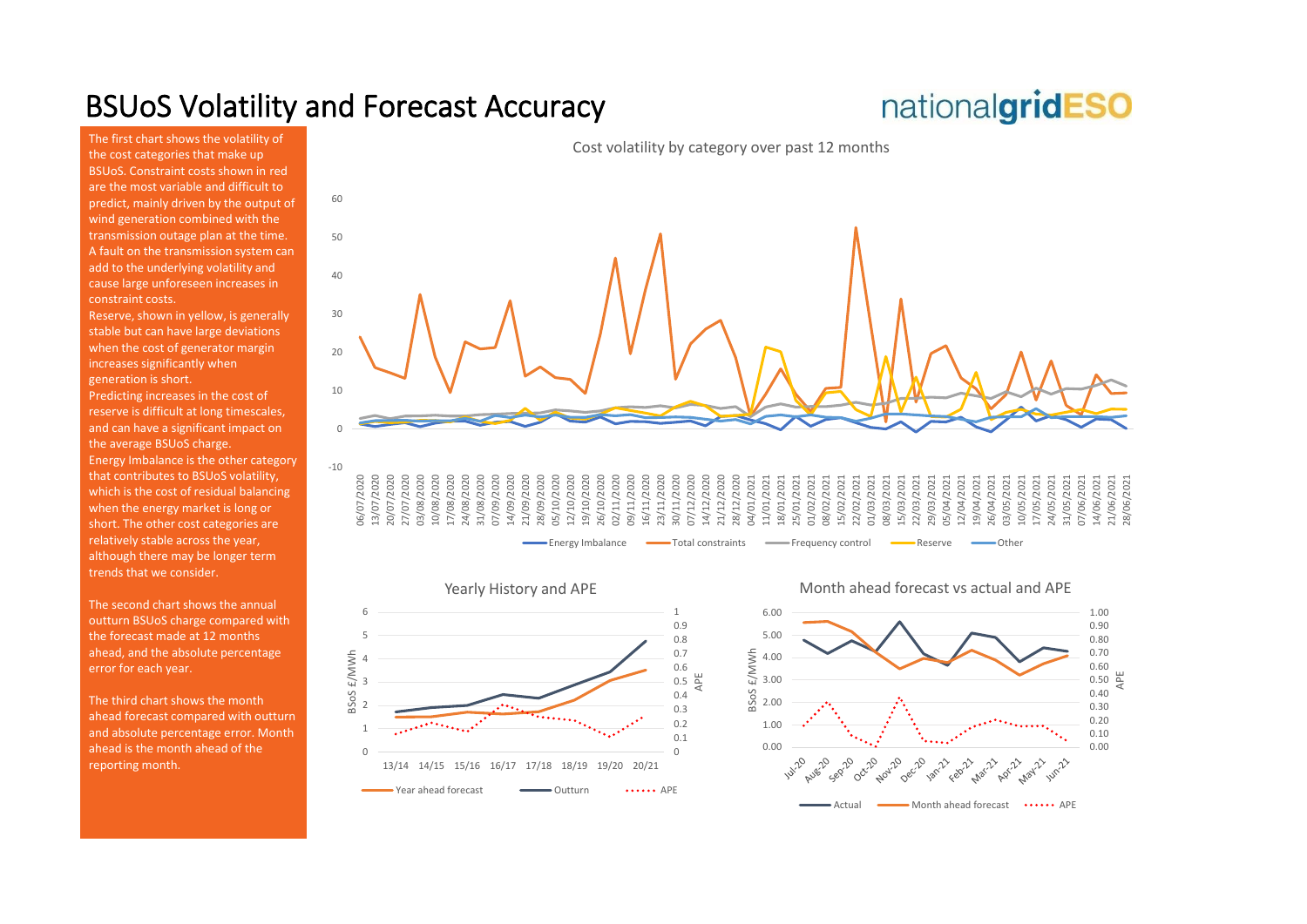# BSUoS Volatility and Forecast Accuracy

nationalgridESO

The first chart shows the volatility of the cost categories that make up BSUoS. Constraint costs shown in red are the most variable and difficult to predict, mainly driven by the output of wind generation combined with the transmission outage plan at the time. A fault on the transmission system can add to the underlying volatility and cause large unforeseen increases in constraint costs.

Reserve, shown in yellow, is generally stable but can have large deviations when the cost of generator margin increases significantly when generation is short.

Predicting increases in the cost of reserve is difficult at long timescales, and can have a significant impact on the average BSUoS charge.

Energy Imbalance is the other category that contributes to BSUoS volatility, which is the cost of residual balancing when the energy market is long or short. The other cost categories are relatively stable across the year, although there may be longer term trends that we consider.

The second chart shows the annual outturn BSUoS charge compared with the forecast made at 12 months ahead, and the absolute percentage error for each year.

The third chart shows the month ahead forecast compared with outturn and absolute percentage error. Month ahead is the month ahead of the reporting month.

Cost volatility by category over past 12 months

60
50
40
30
20
10
0
-10

06/07/2020 13/07/2020 20/07/2020 27/07/2020 03/08/2020 10/08/2020 17/08/2020 24/08/2020 31/08/2020 07/09/2020 14/09/2020 21/09/2020 28/09/2020 05/10/2020 12/10/2020 19/10/2020 26/10/2020 02/11/2020 09/11/2020 16/11/2020 23/11/2020 30/11/2020 07/12/2020 14/12/2020 21/12/2020 28/12/2020 04/01/2021 11/01/2021 18/01/2021 25/01/2021 01/02/2021 08/02/2021 15/02/2021 22/02/2021 01/03/2021 08/03/2021 15/03/2021 22/03/2021 29/03/2021 05/04/2021 12/04/2021 19/04/2021 26/04/2021 03/05/2021 10/05/2021 17/05/2021 24/05/2021 31/05/2021 07/06/2021 14/06/2021 21/06/2021 28/06/2021

Energy Imbalance — Total constraints — Frequency control — Reserve — Other

Yearly History and APE

BSoS £/MWh
6
5
4
3
2
1
0

APE
1
0.9
0.8
0.7
0.6
0.5
0.4
0.3
0.2
0.1
0

13/14 14/15 15/16 16/17 17/18 18/19 19/20 20/21

Year ahead forecast — Outturn — APE

Month ahead forecast vs actual and APE

BSoS £/MWh
6.00
5.00
4.00
3.00
2.00
1.00
0.00

APE
1.00
0.90
0.80
0.70
0.60
0.50
0.40
0.30
0.20
0.10
0.00

Jul-20 Aug-20 Sep-20 Oct-20 Nov-20 Dec-20 Jan-21 Feb-21 Mar-21 Apr-21 May-21 Jun-21

Actual — Month ahead forecast — APE